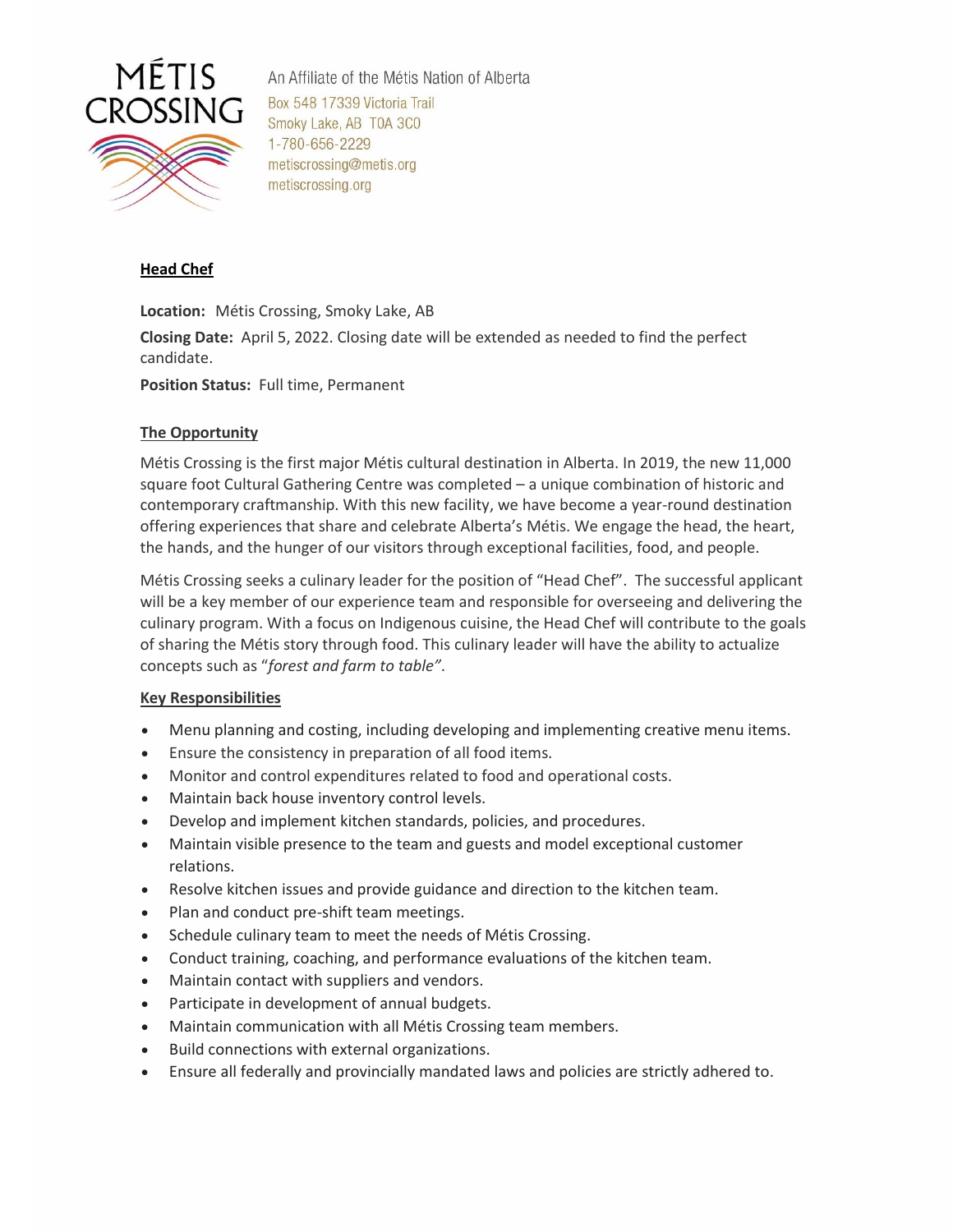MÉTIS CROSSING

An Affiliate of the Métis Nation of Alberta
Box 548 17339 Victoria Trail
Smoky Lake, AB T0A 3C0
1-780-656-2229
metiscrossing@metis.org
metiscrossing.org

## Head Chef

**Location:** Métis Crossing, Smoky Lake, AB

**Closing Date:** April 5, 2022. Closing date will be extended as needed to find the perfect candidate.

**Position Status:** Full time, Permanent

### The Opportunity

Métis Crossing is the first major Métis cultural destination in Alberta. In 2019, the new 11,000 square foot Cultural Gathering Centre was completed – a unique combination of historic and contemporary craftmanship. With this new facility, we have become a year-round destination offering experiences that share and celebrate Alberta's Métis. We engage the head, the heart, the hands, and the hunger of our visitors through exceptional facilities, food, and people.

Métis Crossing seeks a culinary leader for the position of "Head Chef". The successful applicant will be a key member of our experience team and responsible for overseeing and delivering the culinary program. With a focus on Indigenous cuisine, the Head Chef will contribute to the goals of sharing the Métis story through food. This culinary leader will have the ability to actualize concepts such as "*forest and farm to table"*.

### Key Responsibilities

- Menu planning and costing, including developing and implementing creative menu items.
- Ensure the consistency in preparation of all food items.
- Monitor and control expenditures related to food and operational costs.
- Maintain back house inventory control levels.
- Develop and implement kitchen standards, policies, and procedures.
- Maintain visible presence to the team and guests and model exceptional customer relations.
- Resolve kitchen issues and provide guidance and direction to the kitchen team.
- Plan and conduct pre-shift team meetings.
- Schedule culinary team to meet the needs of Métis Crossing.
- Conduct training, coaching, and performance evaluations of the kitchen team.
- Maintain contact with suppliers and vendors.
- Participate in development of annual budgets.
- Maintain communication with all Métis Crossing team members.
- Build connections with external organizations.
- Ensure all federally and provincially mandated laws and policies are strictly adhered to.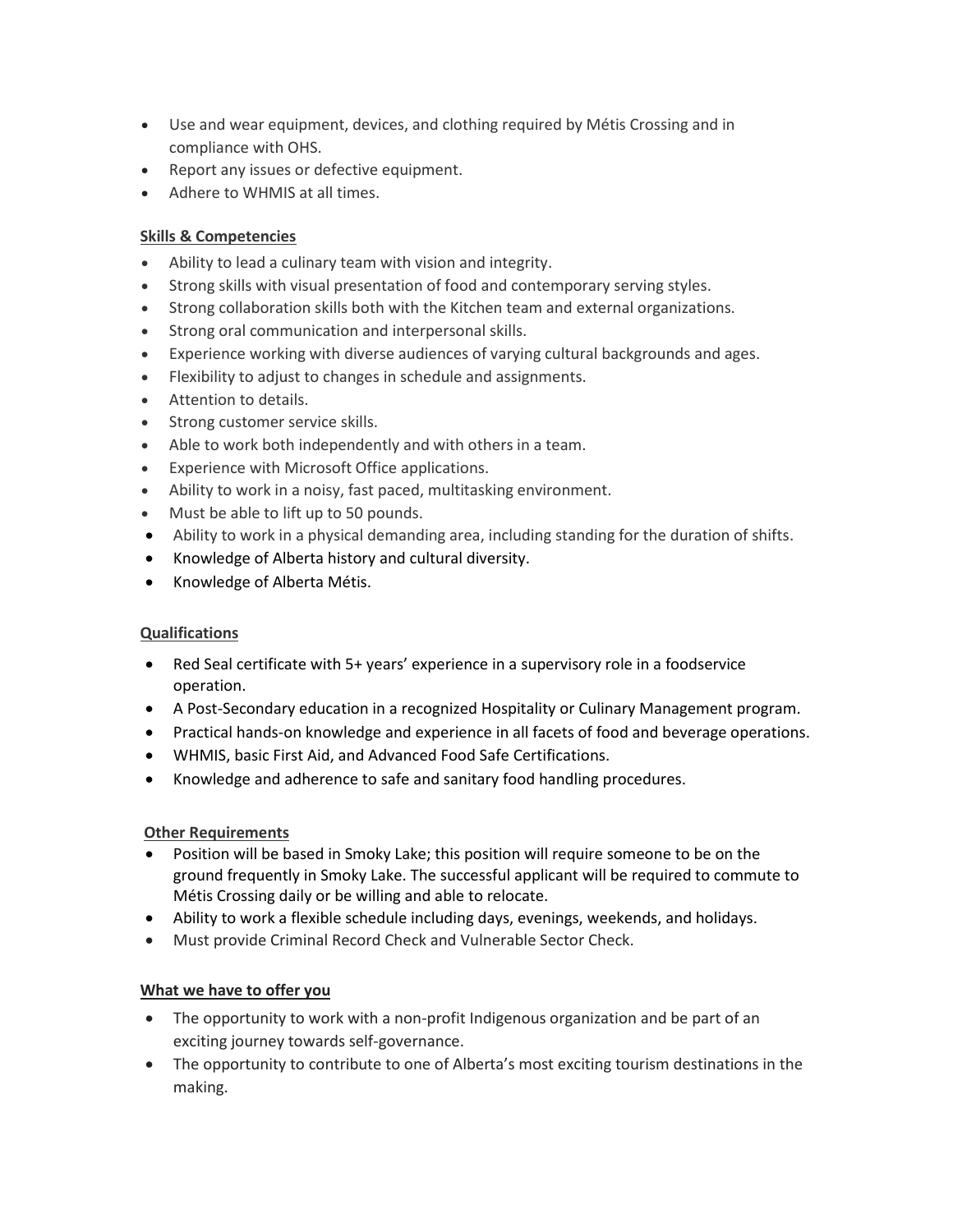- Use and wear equipment, devices, and clothing required by Métis Crossing and in compliance with OHS.
- Report any issues or defective equipment.
- Adhere to WHMIS at all times.

**Skills & Competencies**

- Ability to lead a culinary team with vision and integrity.
- Strong skills with visual presentation of food and contemporary serving styles.
- Strong collaboration skills both with the Kitchen team and external organizations.
- Strong oral communication and interpersonal skills.
- Experience working with diverse audiences of varying cultural backgrounds and ages.
- Flexibility to adjust to changes in schedule and assignments.
- Attention to details.
- Strong customer service skills.
- Able to work both independently and with others in a team.
- Experience with Microsoft Office applications.
- Ability to work in a noisy, fast paced, multitasking environment.
- Must be able to lift up to 50 pounds.
- Ability to work in a physical demanding area, including standing for the duration of shifts.
- Knowledge of Alberta history and cultural diversity.
- Knowledge of Alberta Métis.

**Qualifications**

- Red Seal certificate with 5+ years' experience in a supervisory role in a foodservice operation.
- A Post-Secondary education in a recognized Hospitality or Culinary Management program.
- Practical hands-on knowledge and experience in all facets of food and beverage operations.
- WHMIS, basic First Aid, and Advanced Food Safe Certifications.
- Knowledge and adherence to safe and sanitary food handling procedures.

**Other Requirements**

- Position will be based in Smoky Lake; this position will require someone to be on the ground frequently in Smoky Lake. The successful applicant will be required to commute to Métis Crossing daily or be willing and able to relocate.
- Ability to work a flexible schedule including days, evenings, weekends, and holidays.
- Must provide Criminal Record Check and Vulnerable Sector Check.

**What we have to offer you**

- The opportunity to work with a non-profit Indigenous organization and be part of an exciting journey towards self-governance.
- The opportunity to contribute to one of Alberta's most exciting tourism destinations in the making.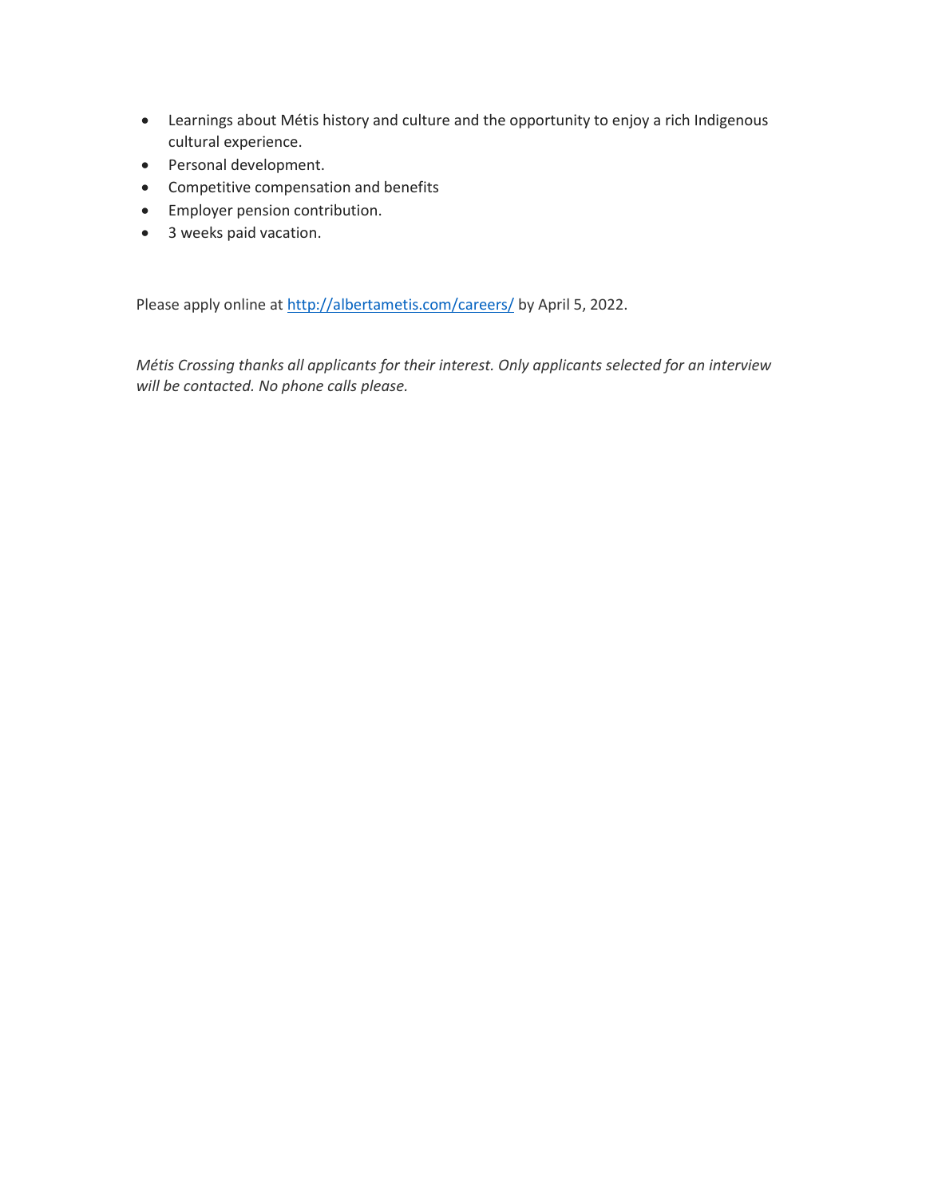- Learnings about Métis history and culture and the opportunity to enjoy a rich Indigenous cultural experience.
- Personal development.
- Competitive compensation and benefits
- Employer pension contribution.
- 3 weeks paid vacation.

Please apply online at [http://albertametis.com/careers/](http://albertametis.com/careers/) by April 5, 2022.

*Métis Crossing thanks all applicants for their interest. Only applicants selected for an interview will be contacted. No phone calls please.*